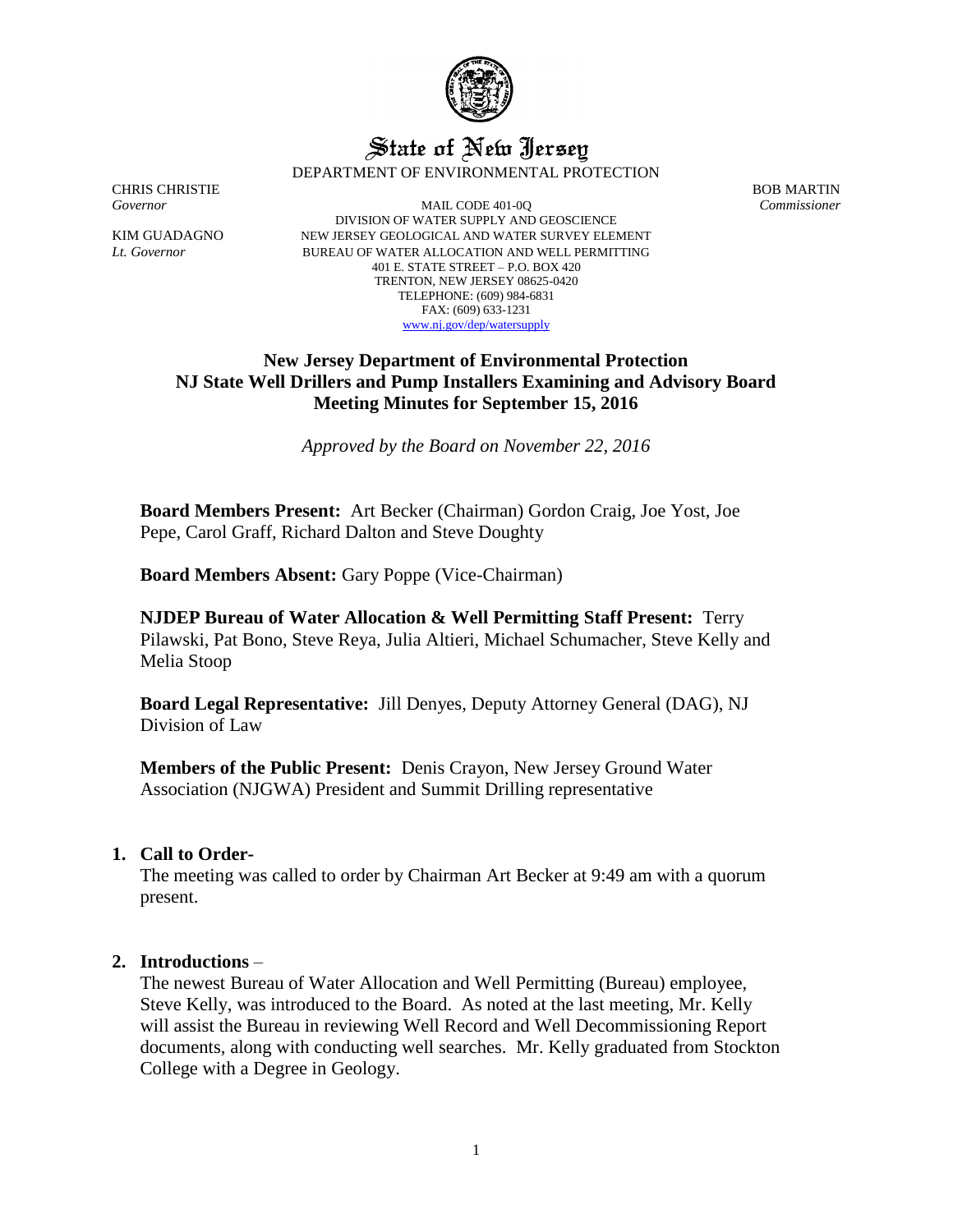# State of New Jersey

DEPARTMENT OF ENVIRONMENTAL PROTECTION

CHRIS CHRISTIE
*Governor*

KIM GUADAGNO
*Lt. Governor*

MAIL CODE 401-0Q
DIVISION OF WATER SUPPLY AND GEOSCIENCE
NEW JERSEY GEOLOGICAL AND WATER SURVEY ELEMENT
BUREAU OF WATER ALLOCATION AND WELL PERMITTING
401 E. STATE STREET – P.O. BOX 420
TRENTON, NEW JERSEY 08625-0420
TELEPHONE: (609) 984-6831
FAX: (609) 633-1231
www.nj.gov/dep/watersupply

BOB MARTIN
*Commissioner*

## New Jersey Department of Environmental Protection
## NJ State Well Drillers and Pump Installers Examining and Advisory Board
## Meeting Minutes for September 15, 2016

*Approved by the Board on November 22, 2016*

**Board Members Present:** Art Becker (Chairman) Gordon Craig, Joe Yost, Joe Pepe, Carol Graff, Richard Dalton and Steve Doughty

**Board Members Absent:** Gary Poppe (Vice-Chairman)

**NJDEP Bureau of Water Allocation & Well Permitting Staff Present:** Terry Pilawski, Pat Bono, Steve Reya, Julia Altieri, Michael Schumacher, Steve Kelly and Melia Stoop

**Board Legal Representative:** Jill Denyes, Deputy Attorney General (DAG), NJ Division of Law

**Members of the Public Present:** Denis Crayon, New Jersey Ground Water Association (NJGWA) President and Summit Drilling representative

1. **Call to Order-**
   The meeting was called to order by Chairman Art Becker at 9:49 am with a quorum present.

2. **Introductions** –
   The newest Bureau of Water Allocation and Well Permitting (Bureau) employee, Steve Kelly, was introduced to the Board. As noted at the last meeting, Mr. Kelly will assist the Bureau in reviewing Well Record and Well Decommissioning Report documents, along with conducting well searches. Mr. Kelly graduated from Stockton College with a Degree in Geology.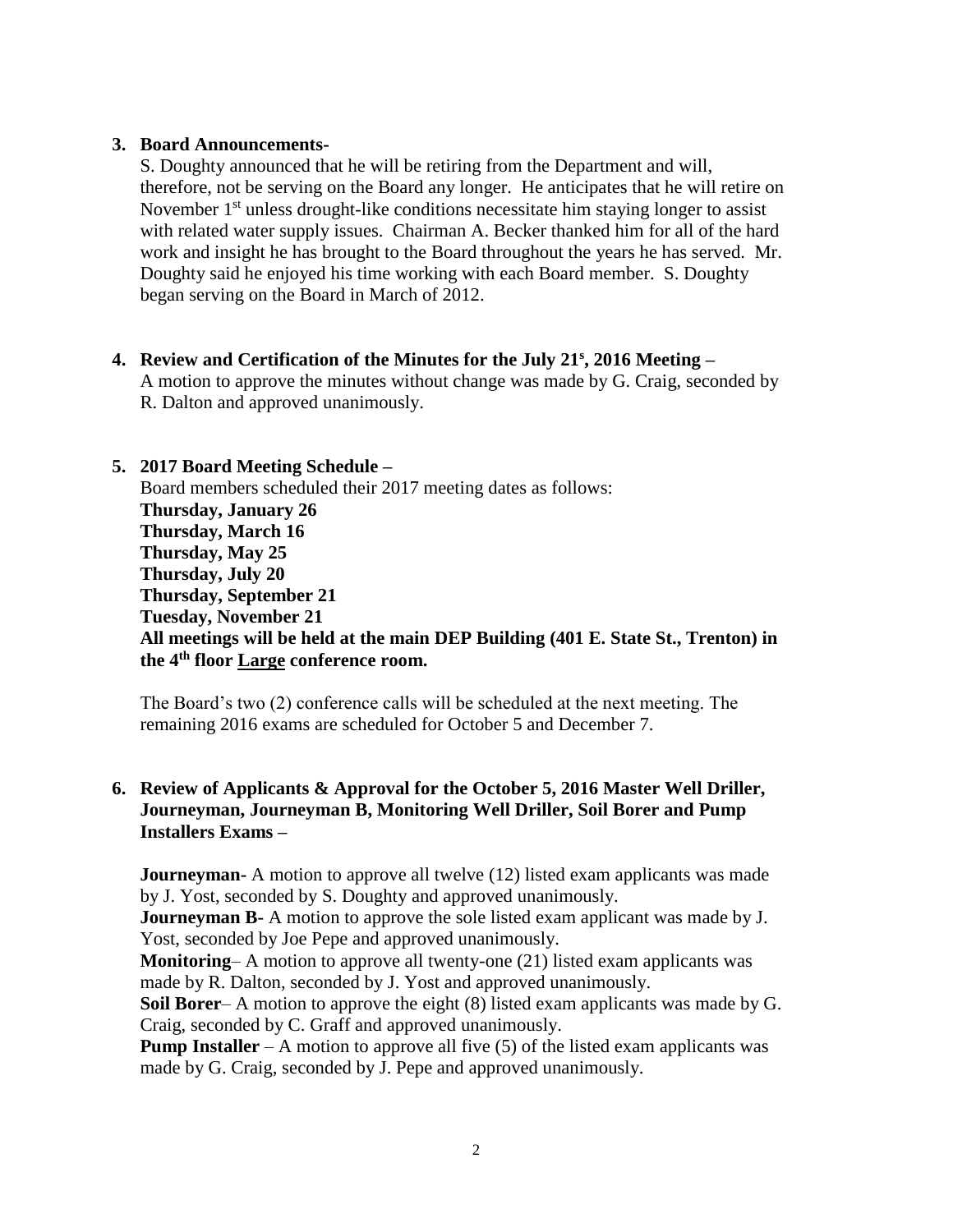**3. Board Announcements-**

S. Doughty announced that he will be retiring from the Department and will, therefore, not be serving on the Board any longer. He anticipates that he will retire on November 1st unless drought-like conditions necessitate him staying longer to assist with related water supply issues. Chairman A. Becker thanked him for all of the hard work and insight he has brought to the Board throughout the years he has served. Mr. Doughty said he enjoyed his time working with each Board member. S. Doughty began serving on the Board in March of 2012.

**4. Review and Certification of the Minutes for the July 21s, 2016 Meeting –**

A motion to approve the minutes without change was made by G. Craig, seconded by R. Dalton and approved unanimously.

**5. 2017 Board Meeting Schedule –**

Board members scheduled their 2017 meeting dates as follows:

**Thursday, January 26**
**Thursday, March 16**
**Thursday, May 25**
**Thursday, July 20**
**Thursday, September 21**
**Tuesday, November 21**
**All meetings will be held at the main DEP Building (401 E. State St., Trenton) in the 4th floor Large conference room.**

The Board's two (2) conference calls will be scheduled at the next meeting. The remaining 2016 exams are scheduled for October 5 and December 7.

**6. Review of Applicants & Approval for the October 5, 2016 Master Well Driller, Journeyman, Journeyman B, Monitoring Well Driller, Soil Borer and Pump Installers Exams –**

**Journeyman**- A motion to approve all twelve (12) listed exam applicants was made by J. Yost, seconded by S. Doughty and approved unanimously.
**Journeyman B**- A motion to approve the sole listed exam applicant was made by J. Yost, seconded by Joe Pepe and approved unanimously.
**Monitoring**– A motion to approve all twenty-one (21) listed exam applicants was made by R. Dalton, seconded by J. Yost and approved unanimously.
**Soil Borer**– A motion to approve the eight (8) listed exam applicants was made by G. Craig, seconded by C. Graff and approved unanimously.
**Pump Installer** – A motion to approve all five (5) of the listed exam applicants was made by G. Craig, seconded by J. Pepe and approved unanimously.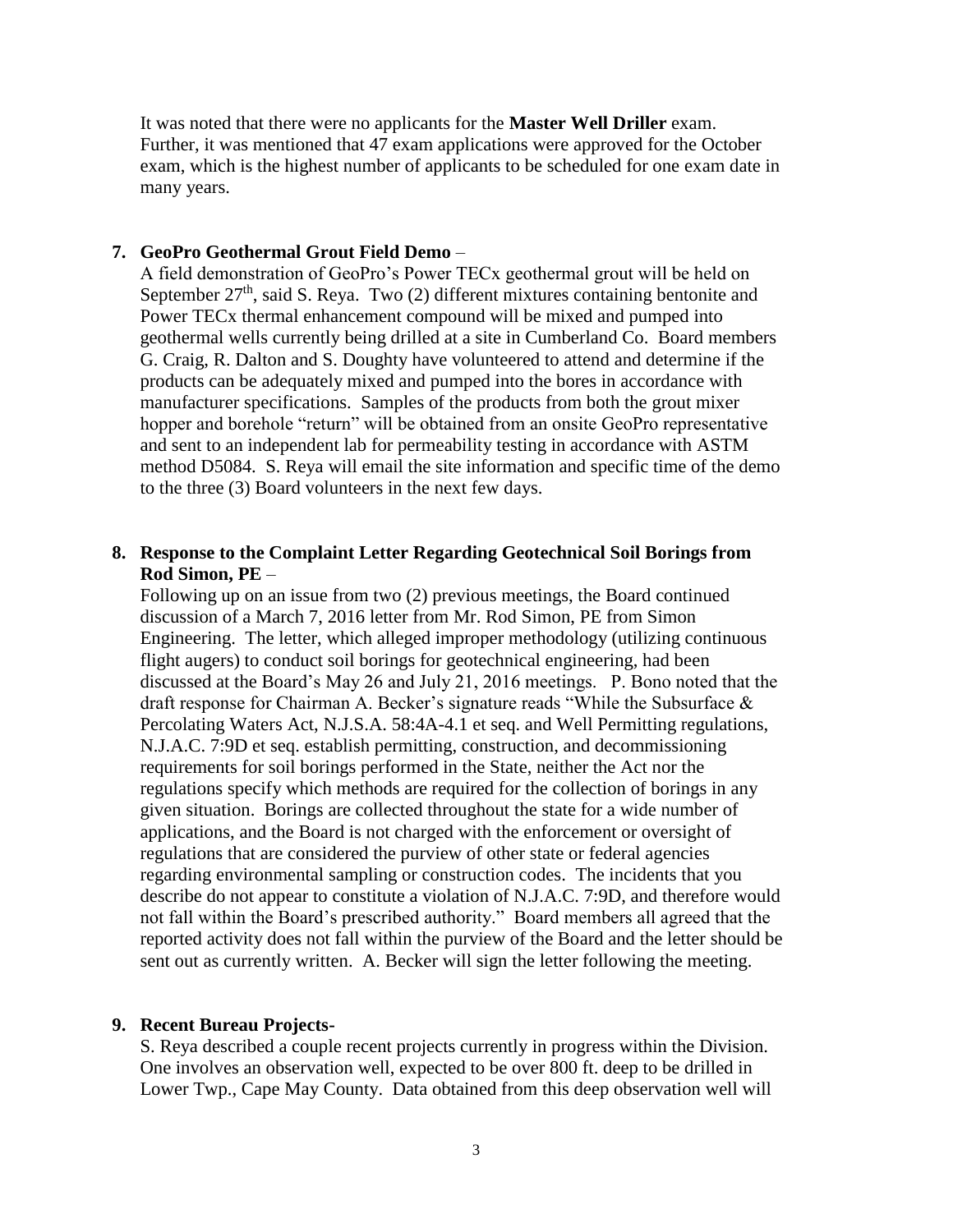It was noted that there were no applicants for the **Master Well Driller** exam. Further, it was mentioned that 47 exam applications were approved for the October exam, which is the highest number of applicants to be scheduled for one exam date in many years.

**7. GeoPro Geothermal Grout Field Demo** –

A field demonstration of GeoPro's Power TECx geothermal grout will be held on September 27th, said S. Reya. Two (2) different mixtures containing bentonite and Power TECx thermal enhancement compound will be mixed and pumped into geothermal wells currently being drilled at a site in Cumberland Co. Board members G. Craig, R. Dalton and S. Doughty have volunteered to attend and determine if the products can be adequately mixed and pumped into the bores in accordance with manufacturer specifications. Samples of the products from both the grout mixer hopper and borehole "return" will be obtained from an onsite GeoPro representative and sent to an independent lab for permeability testing in accordance with ASTM method D5084. S. Reya will email the site information and specific time of the demo to the three (3) Board volunteers in the next few days.

**8. Response to the Complaint Letter Regarding Geotechnical Soil Borings from Rod Simon, PE** –

Following up on an issue from two (2) previous meetings, the Board continued discussion of a March 7, 2016 letter from Mr. Rod Simon, PE from Simon Engineering. The letter, which alleged improper methodology (utilizing continuous flight augers) to conduct soil borings for geotechnical engineering, had been discussed at the Board's May 26 and July 21, 2016 meetings. P. Bono noted that the draft response for Chairman A. Becker's signature reads "While the Subsurface & Percolating Waters Act, N.J.S.A. 58:4A-4.1 et seq. and Well Permitting regulations, N.J.A.C. 7:9D et seq. establish permitting, construction, and decommissioning requirements for soil borings performed in the State, neither the Act nor the regulations specify which methods are required for the collection of borings in any given situation. Borings are collected throughout the state for a wide number of applications, and the Board is not charged with the enforcement or oversight of regulations that are considered the purview of other state or federal agencies regarding environmental sampling or construction codes. The incidents that you describe do not appear to constitute a violation of N.J.A.C. 7:9D, and therefore would not fall within the Board's prescribed authority." Board members all agreed that the reported activity does not fall within the purview of the Board and the letter should be sent out as currently written. A. Becker will sign the letter following the meeting.

**9. Recent Bureau Projects-**

S. Reya described a couple recent projects currently in progress within the Division. One involves an observation well, expected to be over 800 ft. deep to be drilled in Lower Twp., Cape May County. Data obtained from this deep observation well will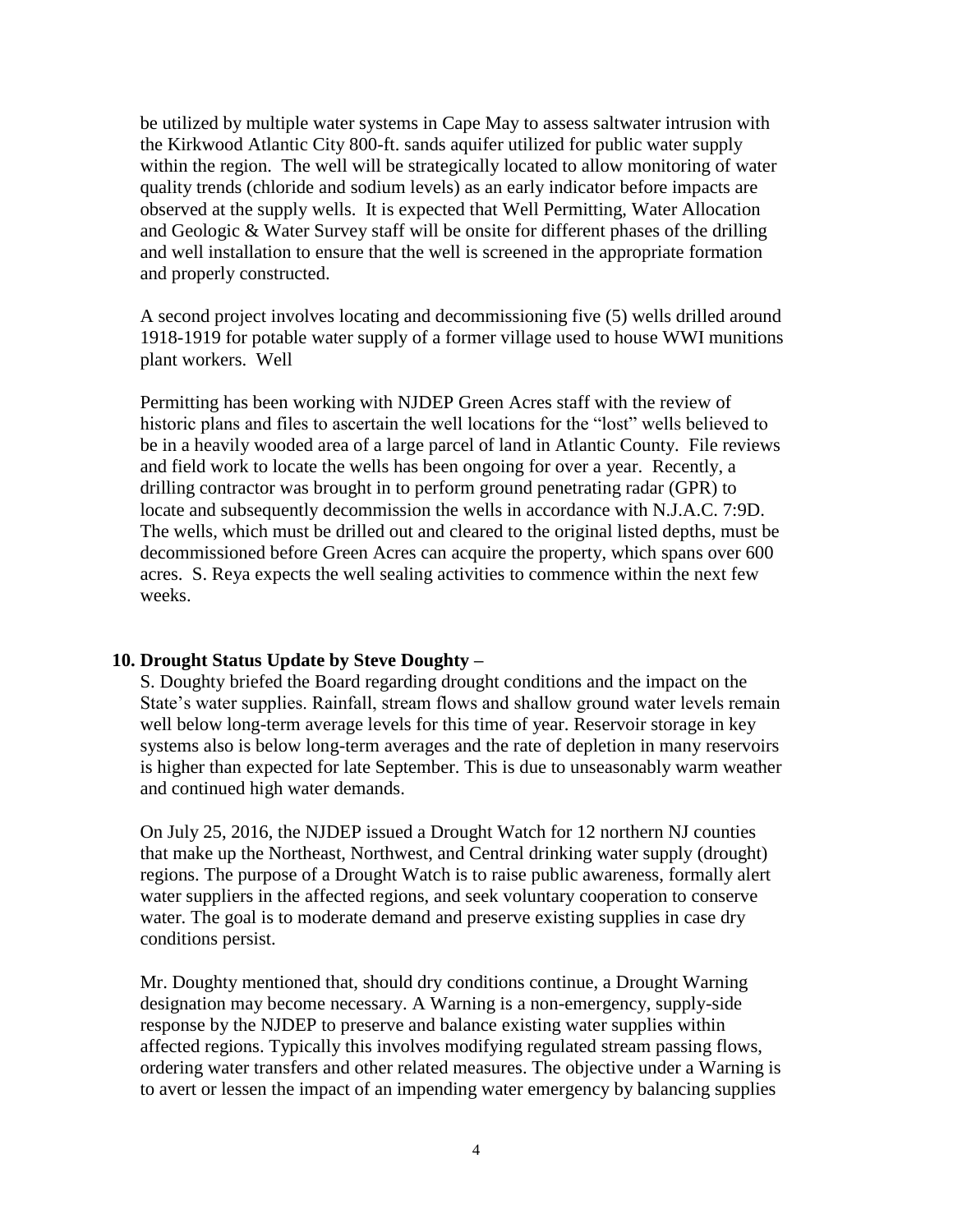be utilized by multiple water systems in Cape May to assess saltwater intrusion with the Kirkwood Atlantic City 800-ft. sands aquifer utilized for public water supply within the region. The well will be strategically located to allow monitoring of water quality trends (chloride and sodium levels) as an early indicator before impacts are observed at the supply wells. It is expected that Well Permitting, Water Allocation and Geologic & Water Survey staff will be onsite for different phases of the drilling and well installation to ensure that the well is screened in the appropriate formation and properly constructed.

A second project involves locating and decommissioning five (5) wells drilled around 1918-1919 for potable water supply of a former village used to house WWI munitions plant workers. Well

Permitting has been working with NJDEP Green Acres staff with the review of historic plans and files to ascertain the well locations for the "lost" wells believed to be in a heavily wooded area of a large parcel of land in Atlantic County. File reviews and field work to locate the wells has been ongoing for over a year. Recently, a drilling contractor was brought in to perform ground penetrating radar (GPR) to locate and subsequently decommission the wells in accordance with N.J.A.C. 7:9D. The wells, which must be drilled out and cleared to the original listed depths, must be decommissioned before Green Acres can acquire the property, which spans over 600 acres. S. Reya expects the well sealing activities to commence within the next few weeks.

**10. Drought Status Update by Steve Doughty –**

S. Doughty briefed the Board regarding drought conditions and the impact on the State's water supplies. Rainfall, stream flows and shallow ground water levels remain well below long-term average levels for this time of year. Reservoir storage in key systems also is below long-term averages and the rate of depletion in many reservoirs is higher than expected for late September. This is due to unseasonably warm weather and continued high water demands.

On July 25, 2016, the NJDEP issued a Drought Watch for 12 northern NJ counties that make up the Northeast, Northwest, and Central drinking water supply (drought) regions. The purpose of a Drought Watch is to raise public awareness, formally alert water suppliers in the affected regions, and seek voluntary cooperation to conserve water. The goal is to moderate demand and preserve existing supplies in case dry conditions persist.

Mr. Doughty mentioned that, should dry conditions continue, a Drought Warning designation may become necessary. A Warning is a non-emergency, supply-side response by the NJDEP to preserve and balance existing water supplies within affected regions. Typically this involves modifying regulated stream passing flows, ordering water transfers and other related measures. The objective under a Warning is to avert or lessen the impact of an impending water emergency by balancing supplies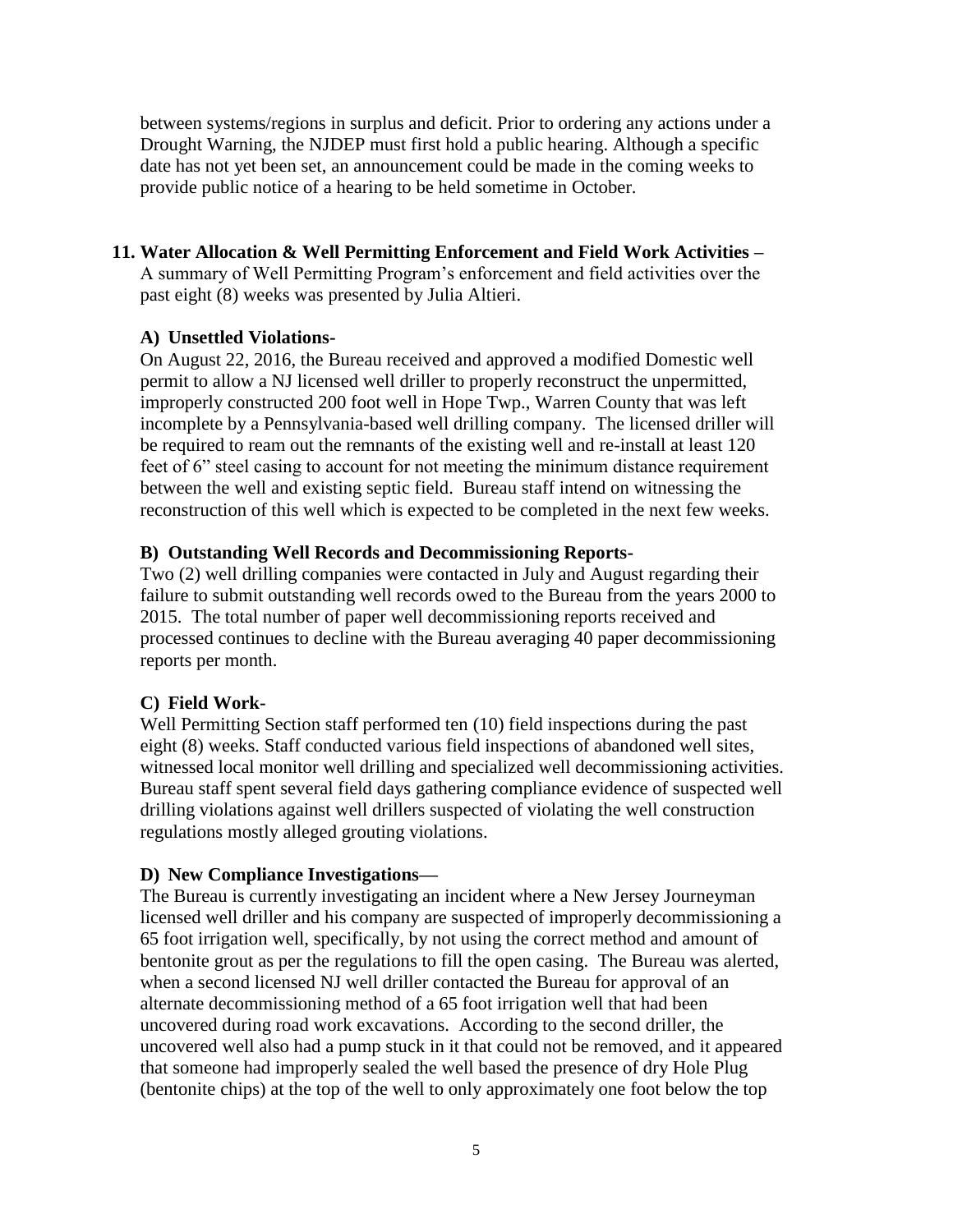between systems/regions in surplus and deficit. Prior to ordering any actions under a Drought Warning, the NJDEP must first hold a public hearing. Although a specific date has not yet been set, an announcement could be made in the coming weeks to provide public notice of a hearing to be held sometime in October.

**11. Water Allocation & Well Permitting Enforcement and Field Work Activities –**
A summary of Well Permitting Program's enforcement and field activities over the past eight (8) weeks was presented by Julia Altieri.

**A) Unsettled Violations-**
On August 22, 2016, the Bureau received and approved a modified Domestic well permit to allow a NJ licensed well driller to properly reconstruct the unpermitted, improperly constructed 200 foot well in Hope Twp., Warren County that was left incomplete by a Pennsylvania-based well drilling company. The licensed driller will be required to ream out the remnants of the existing well and re-install at least 120 feet of 6" steel casing to account for not meeting the minimum distance requirement between the well and existing septic field. Bureau staff intend on witnessing the reconstruction of this well which is expected to be completed in the next few weeks.

**B) Outstanding Well Records and Decommissioning Reports-**
Two (2) well drilling companies were contacted in July and August regarding their failure to submit outstanding well records owed to the Bureau from the years 2000 to 2015. The total number of paper well decommissioning reports received and processed continues to decline with the Bureau averaging 40 paper decommissioning reports per month.

**C) Field Work-**
Well Permitting Section staff performed ten (10) field inspections during the past eight (8) weeks. Staff conducted various field inspections of abandoned well sites, witnessed local monitor well drilling and specialized well decommissioning activities. Bureau staff spent several field days gathering compliance evidence of suspected well drilling violations against well drillers suspected of violating the well construction regulations mostly alleged grouting violations.

**D) New Compliance Investigations—**
The Bureau is currently investigating an incident where a New Jersey Journeyman licensed well driller and his company are suspected of improperly decommissioning a 65 foot irrigation well, specifically, by not using the correct method and amount of bentonite grout as per the regulations to fill the open casing. The Bureau was alerted, when a second licensed NJ well driller contacted the Bureau for approval of an alternate decommissioning method of a 65 foot irrigation well that had been uncovered during road work excavations. According to the second driller, the uncovered well also had a pump stuck in it that could not be removed, and it appeared that someone had improperly sealed the well based the presence of dry Hole Plug (bentonite chips) at the top of the well to only approximately one foot below the top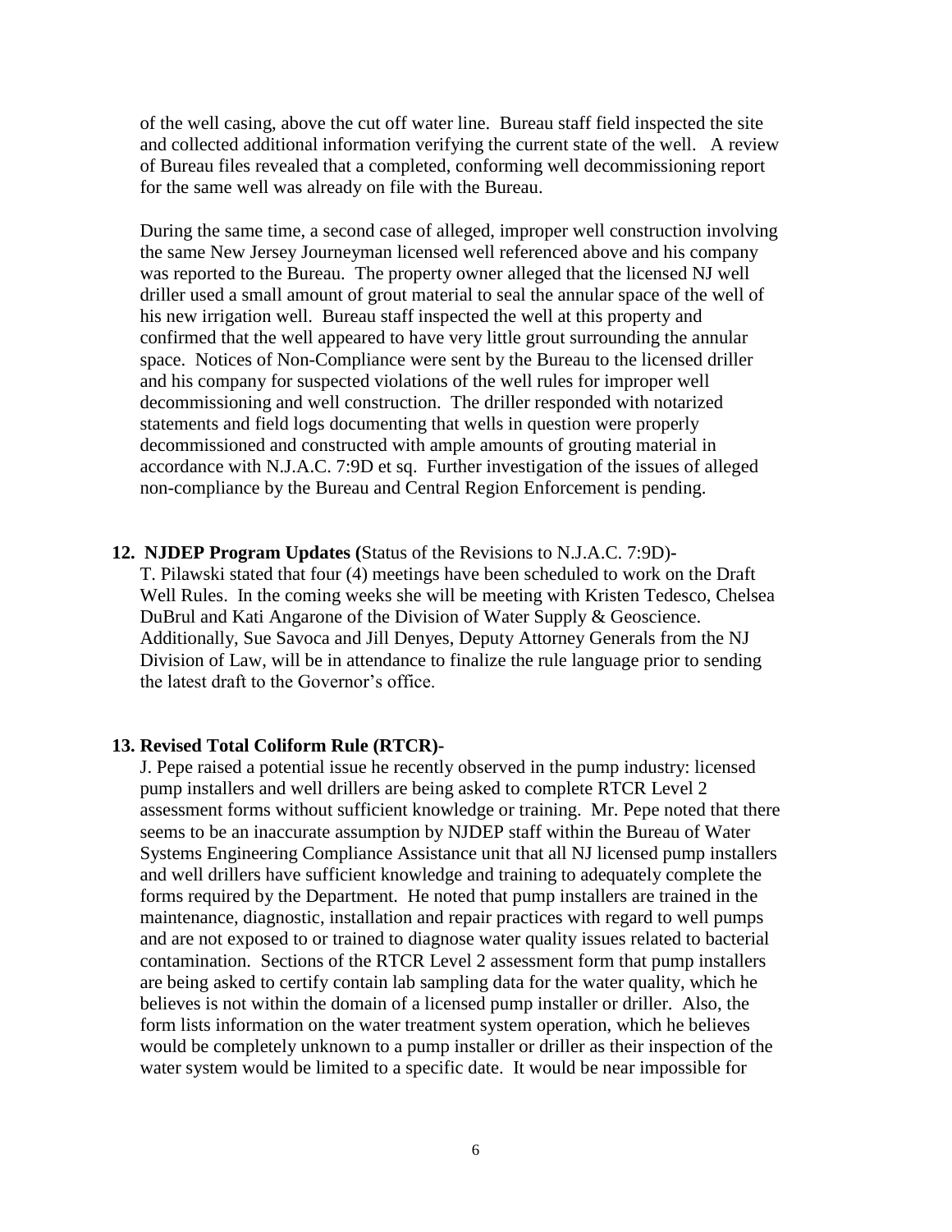of the well casing, above the cut off water line. Bureau staff field inspected the site and collected additional information verifying the current state of the well. A review of Bureau files revealed that a completed, conforming well decommissioning report for the same well was already on file with the Bureau.

During the same time, a second case of alleged, improper well construction involving the same New Jersey Journeyman licensed well referenced above and his company was reported to the Bureau. The property owner alleged that the licensed NJ well driller used a small amount of grout material to seal the annular space of the well of his new irrigation well. Bureau staff inspected the well at this property and confirmed that the well appeared to have very little grout surrounding the annular space. Notices of Non-Compliance were sent by the Bureau to the licensed driller and his company for suspected violations of the well rules for improper well decommissioning and well construction. The driller responded with notarized statements and field logs documenting that wells in question were properly decommissioned and constructed with ample amounts of grouting material in accordance with N.J.A.C. 7:9D et sq. Further investigation of the issues of alleged non-compliance by the Bureau and Central Region Enforcement is pending.

**12. NJDEP Program Updates (**Status of the Revisions to N.J.A.C. 7:9D)**-**
T. Pilawski stated that four (4) meetings have been scheduled to work on the Draft Well Rules. In the coming weeks she will be meeting with Kristen Tedesco, Chelsea DuBrul and Kati Angarone of the Division of Water Supply & Geoscience. Additionally, Sue Savoca and Jill Denyes, Deputy Attorney Generals from the NJ Division of Law, will be in attendance to finalize the rule language prior to sending the latest draft to the Governor's office.

**13. Revised Total Coliform Rule (RTCR)-**
J. Pepe raised a potential issue he recently observed in the pump industry: licensed pump installers and well drillers are being asked to complete RTCR Level 2 assessment forms without sufficient knowledge or training. Mr. Pepe noted that there seems to be an inaccurate assumption by NJDEP staff within the Bureau of Water Systems Engineering Compliance Assistance unit that all NJ licensed pump installers and well drillers have sufficient knowledge and training to adequately complete the forms required by the Department. He noted that pump installers are trained in the maintenance, diagnostic, installation and repair practices with regard to well pumps and are not exposed to or trained to diagnose water quality issues related to bacterial contamination. Sections of the RTCR Level 2 assessment form that pump installers are being asked to certify contain lab sampling data for the water quality, which he believes is not within the domain of a licensed pump installer or driller. Also, the form lists information on the water treatment system operation, which he believes would be completely unknown to a pump installer or driller as their inspection of the water system would be limited to a specific date. It would be near impossible for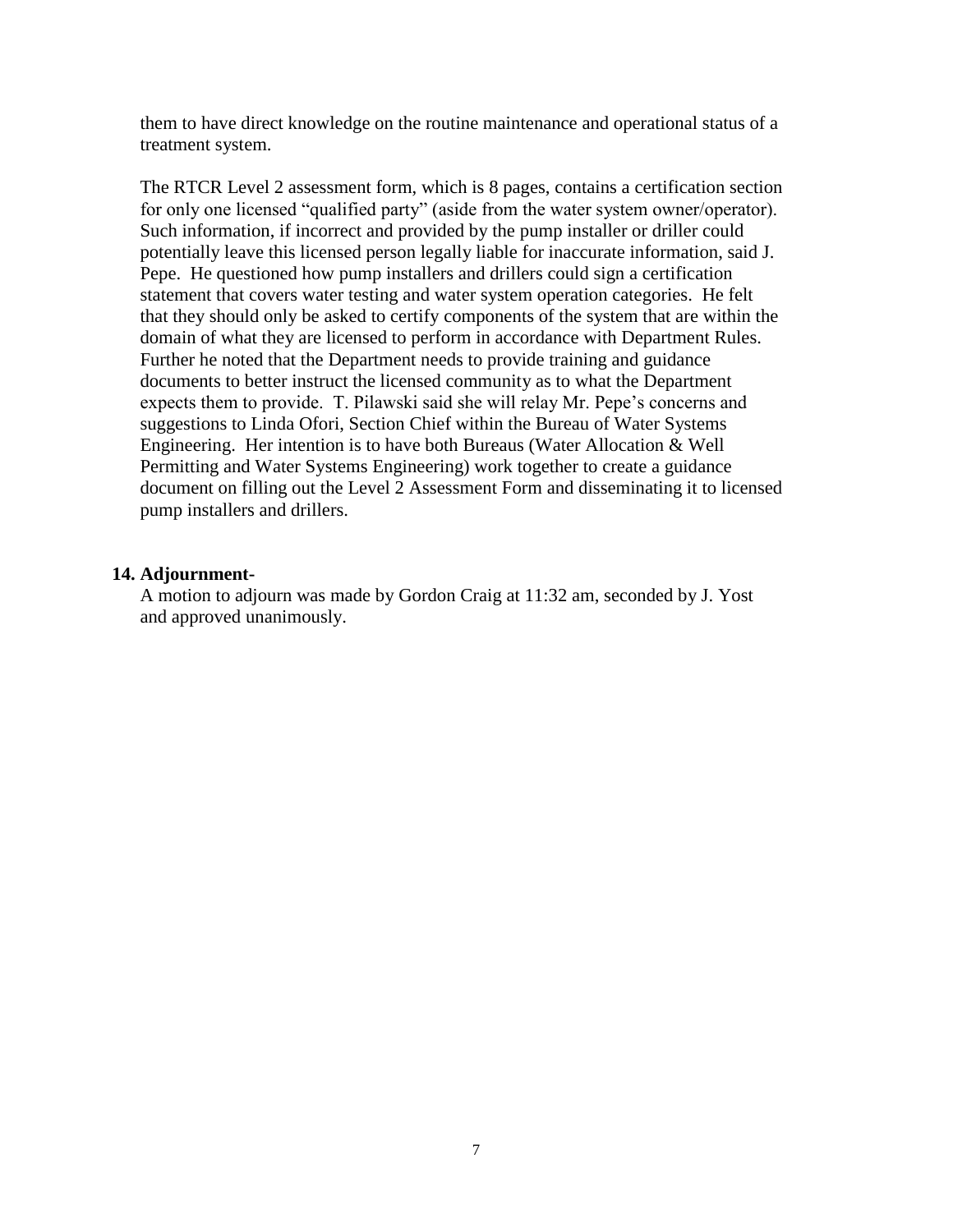them to have direct knowledge on the routine maintenance and operational status of a treatment system.

The RTCR Level 2 assessment form, which is 8 pages, contains a certification section for only one licensed "qualified party" (aside from the water system owner/operator). Such information, if incorrect and provided by the pump installer or driller could potentially leave this licensed person legally liable for inaccurate information, said J. Pepe. He questioned how pump installers and drillers could sign a certification statement that covers water testing and water system operation categories. He felt that they should only be asked to certify components of the system that are within the domain of what they are licensed to perform in accordance with Department Rules. Further he noted that the Department needs to provide training and guidance documents to better instruct the licensed community as to what the Department expects them to provide. T. Pilawski said she will relay Mr. Pepe's concerns and suggestions to Linda Ofori, Section Chief within the Bureau of Water Systems Engineering. Her intention is to have both Bureaus (Water Allocation & Well Permitting and Water Systems Engineering) work together to create a guidance document on filling out the Level 2 Assessment Form and disseminating it to licensed pump installers and drillers.

**14. Adjournment-**

A motion to adjourn was made by Gordon Craig at 11:32 am, seconded by J. Yost and approved unanimously.